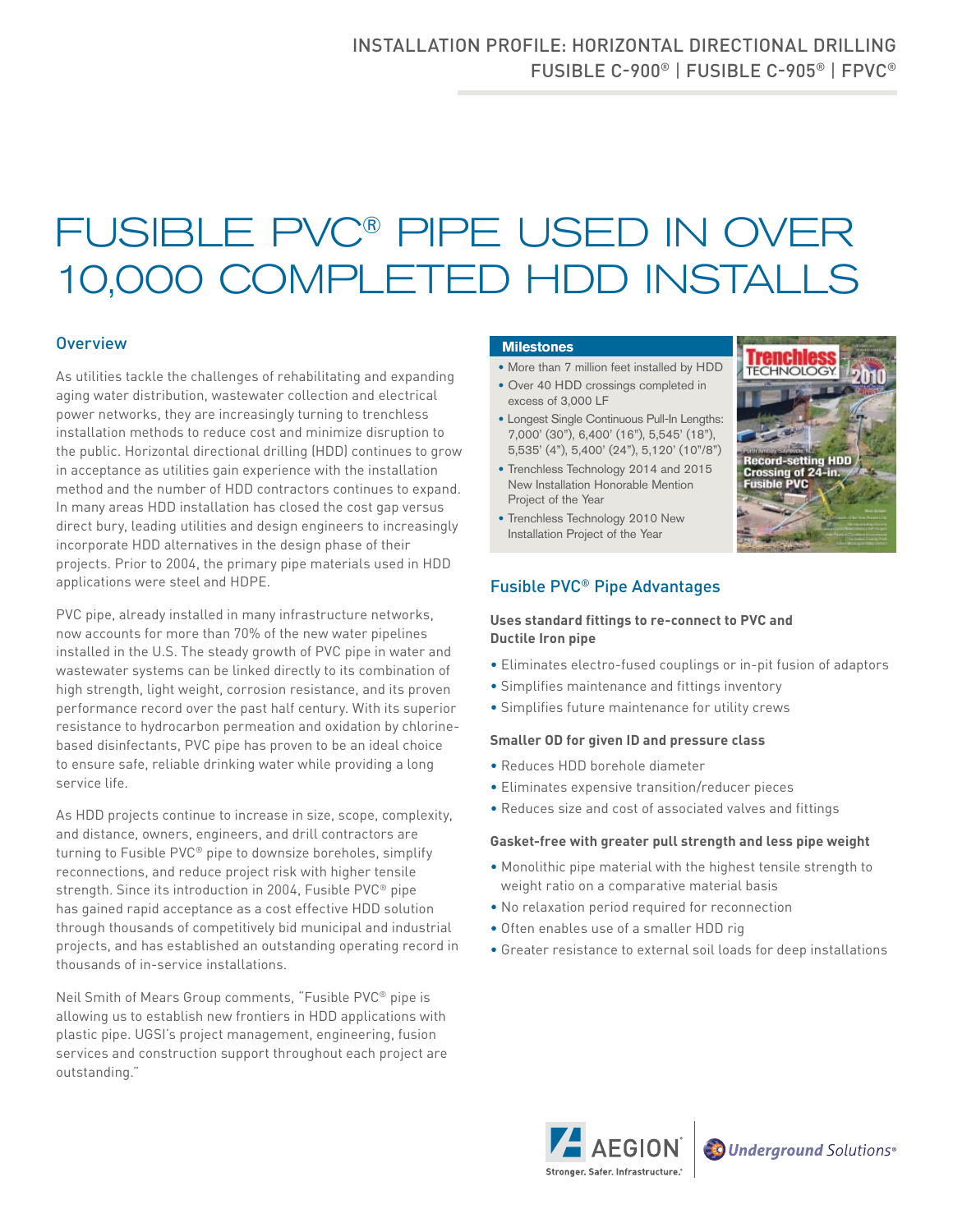INSTALLATION PROFILE: HORIZONTAL DIRECTIONAL DRILLING
FUSIBLE C-900® | FUSIBLE C-905® | FPVC®

# FUSIBLE PVC® PIPE USED IN OVER 10,000 COMPLETED HDD INSTALLS

## Overview

As utilities tackle the challenges of rehabilitating and expanding aging water distribution, wastewater collection and electrical power networks, they are increasingly turning to trenchless installation methods to reduce cost and minimize disruption to the public. Horizontal directional drilling (HDD) continues to grow in acceptance as utilities gain experience with the installation method and the number of HDD contractors continues to expand. In many areas HDD installation has closed the cost gap versus direct bury, leading utilities and design engineers to increasingly incorporate HDD alternatives in the design phase of their projects. Prior to 2004, the primary pipe materials used in HDD applications were steel and HDPE.

PVC pipe, already installed in many infrastructure networks, now accounts for more than 70% of the new water pipelines installed in the U.S. The steady growth of PVC pipe in water and wastewater systems can be linked directly to its combination of high strength, light weight, corrosion resistance, and its proven performance record over the past half century. With its superior resistance to hydrocarbon permeation and oxidation by chlorine-based disinfectants, PVC pipe has proven to be an ideal choice to ensure safe, reliable drinking water while providing a long service life.

As HDD projects continue to increase in size, scope, complexity, and distance, owners, engineers, and drill contractors are turning to Fusible PVC® pipe to downsize boreholes, simplify reconnections, and reduce project risk with higher tensile strength. Since its introduction in 2004, Fusible PVC® pipe has gained rapid acceptance as a cost effective HDD solution through thousands of competitively bid municipal and industrial projects, and has established an outstanding operating record in thousands of in-service installations.

Neil Smith of Mears Group comments, "Fusible PVC® pipe is allowing us to establish new frontiers in HDD applications with plastic pipe. UGSI's project management, engineering, fusion services and construction support throughout each project are outstanding."

### Milestones

- More than 7 million feet installed by HDD
- Over 40 HDD crossings completed in excess of 3,000 LF
- Longest Single Continuous Pull-In Lengths: 7,000' (30"), 6,400' (16"), 5,545' (18"), 5,535' (4"), 5,400' (24"), 5,120' (10"/8")
- Trenchless Technology 2014 and 2015 New Installation Honorable Mention Project of the Year
- Trenchless Technology 2010 New Installation Project of the Year

Trenchless Technology 2010 — Record-setting HDD Crossing of 24-in. Fusible PVC

## Fusible PVC® Pipe Advantages

**Uses standard fittings to re-connect to PVC and Ductile Iron pipe**

- Eliminates electro-fused couplings or in-pit fusion of adaptors
- Simplifies maintenance and fittings inventory
- Simplifies future maintenance for utility crews

**Smaller OD for given ID and pressure class**

- Reduces HDD borehole diameter
- Eliminates expensive transition/reducer pieces
- Reduces size and cost of associated valves and fittings

**Gasket-free with greater pull strength and less pipe weight**

- Monolithic pipe material with the highest tensile strength to weight ratio on a comparative material basis
- No relaxation period required for reconnection
- Often enables use of a smaller HDD rig
- Greater resistance to external soil loads for deep installations

AEGION® Stronger. Safer. Infrastructure.® | Underground Solutions®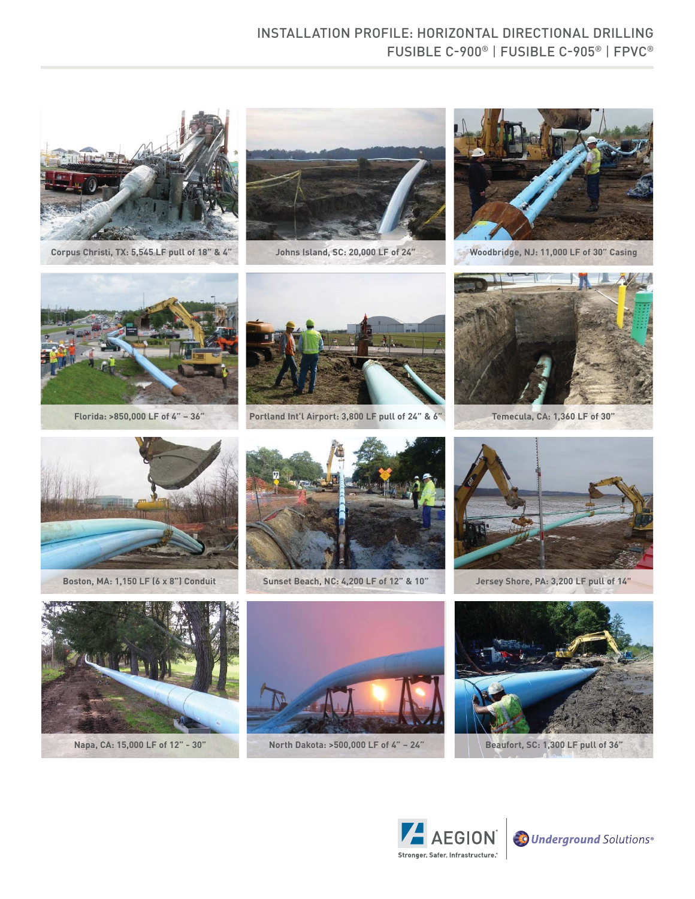# INSTALLATION PROFILE: HORIZONTAL DIRECTIONAL DRILLING
## FUSIBLE C-900® | FUSIBLE C-905® | FPVC®

Corpus Christi, TX: 5,545 LF pull of 18" & 4"

Johns Island, SC: 20,000 LF of 24"

Woodbridge, NJ: 11,000 LF of 30" Casing

Florida: >850,000 LF of 4" – 36"

Portland Int'l Airport: 3,800 LF pull of 24" & 6"

Temecula, CA: 1,360 LF of 30"

Boston, MA: 1,150 LF (6 x 8") Conduit

Sunset Beach, NC: 4,200 LF of 12" & 10"

Jersey Shore, PA: 3,200 LF pull of 14"

Napa, CA: 15,000 LF of 12" - 30"

North Dakota: >500,000 LF of 4" – 24"

Beaufort, SC: 1,300 LF pull of 36"

AEGION® Stronger. Safer. Infrastructure.® | Underground Solutions®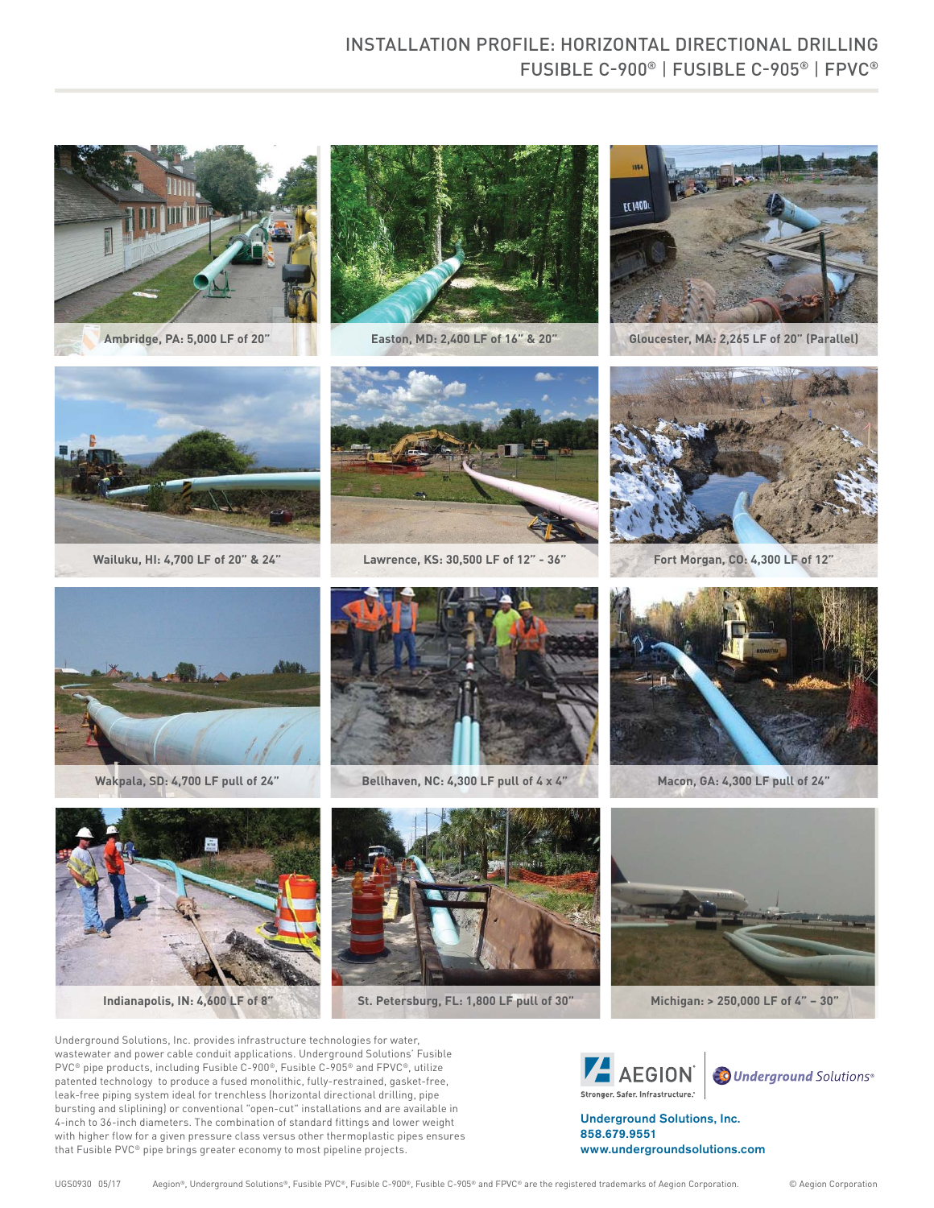# INSTALLATION PROFILE: HORIZONTAL DIRECTIONAL DRILLING

## FUSIBLE C-900® | FUSIBLE C-905® | FPVC®

Ambridge, PA: 5,000 LF of 20"

Easton, MD: 2,400 LF of 16" & 20"

Gloucester, MA: 2,265 LF of 20" (Parallel)

Wailuku, HI: 4,700 LF of 20" & 24"

Lawrence, KS: 30,500 LF of 12" - 36"

Fort Morgan, CO: 4,300 LF of 12"

Wakpala, SD: 4,700 LF pull of 24"

Bellhaven, NC: 4,300 LF pull of 4 x 4"

Macon, GA: 4,300 LF pull of 24"

Indianapolis, IN: 4,600 LF of 8"

St. Petersburg, FL: 1,800 LF pull of 30"

Michigan: > 250,000 LF of 4" – 30"

Underground Solutions, Inc. provides infrastructure technologies for water, wastewater and power cable conduit applications. Underground Solutions' Fusible PVC® pipe products, including Fusible C-900®, Fusible C-905® and FPVC®, utilize patented technology to produce a fused monolithic, fully-restrained, gasket-free, leak-free piping system ideal for trenchless (horizontal directional drilling, pipe bursting and sliplining) or conventional "open-cut" installations and are available in 4-inch to 36-inch diameters. The combination of standard fittings and lower weight with higher flow for a given pressure class versus other thermoplastic pipes ensures that Fusible PVC® pipe brings greater economy to most pipeline projects.

AEGION® Stronger. Safer. Infrastructure.® | Underground Solutions®

Underground Solutions, Inc.
858.679.9551
www.undergroundsolutions.com

UGS0930 05/17 Aegion®, Underground Solutions®, Fusible PVC®, Fusible C-900®, Fusible C-905® and FPVC® are the registered trademarks of Aegion Corporation. © Aegion Corporation